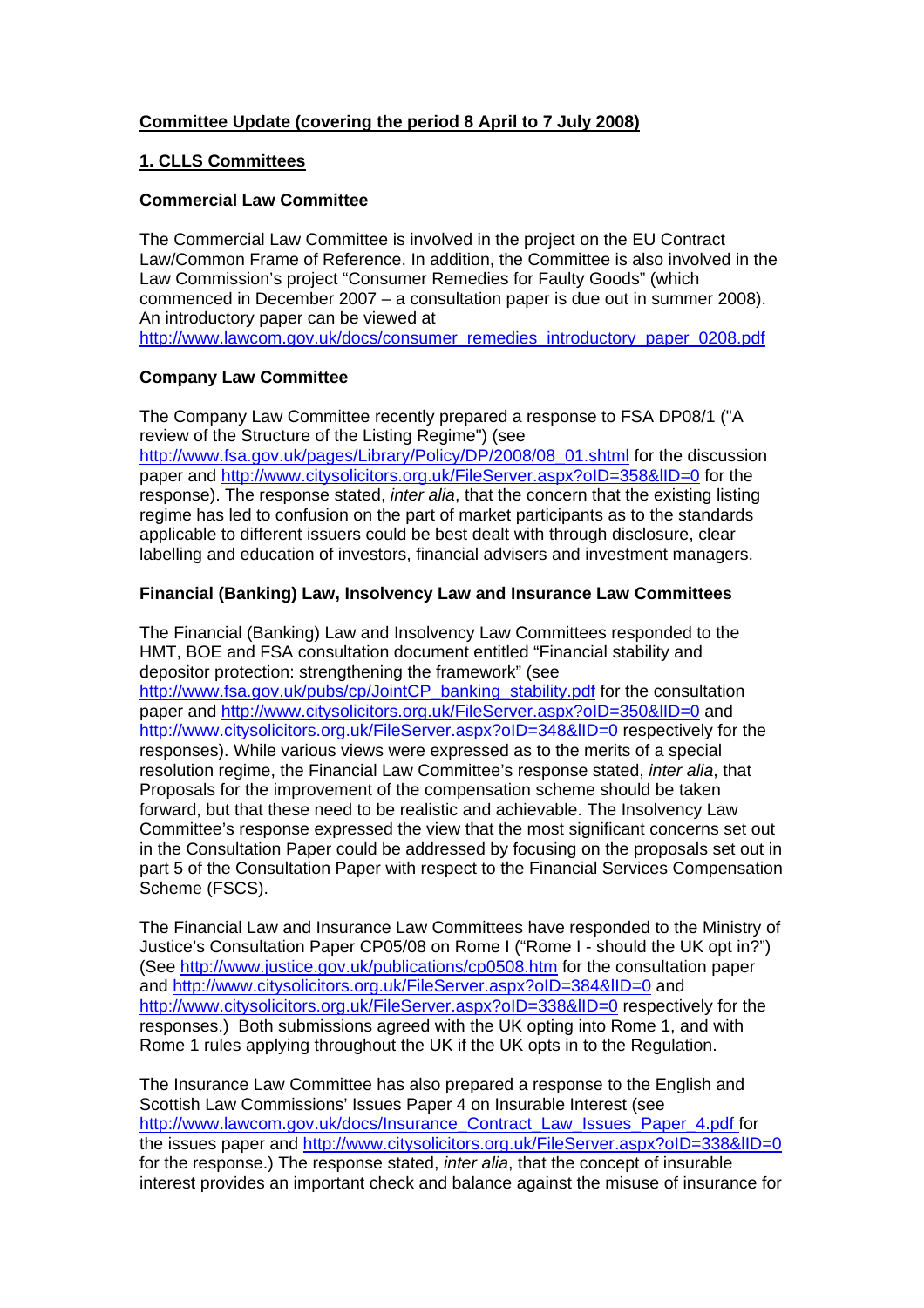## Committee Update (covering the period 8 April to 7 July 2008)

## 1. CLLS Committees

### Commercial Law Committee

The Commercial Law Committee is involved in the project on the EU Contract Law/Common Frame of Reference. In addition, the Committee is also involved in the Law Commission's project "Consumer Remedies for Faulty Goods" (which commenced in December 2007 – a consultation paper is due out in summer 2008). An introductory paper can be viewed at http://www.lawcom.gov.uk/docs/consumer_remedies_introductory_paper_0208.pdf

### Company Law Committee

The Company Law Committee recently prepared a response to FSA DP08/1 ("A review of the Structure of the Listing Regime") (see http://www.fsa.gov.uk/pages/Library/Policy/DP/2008/08_01.shtml for the discussion paper and http://www.citysolicitors.org.uk/FileServer.aspx?oID=358&lID=0 for the response). The response stated, *inter alia*, that the concern that the existing listing regime has led to confusion on the part of market participants as to the standards applicable to different issuers could be best dealt with through disclosure, clear labelling and education of investors, financial advisers and investment managers.

### Financial (Banking) Law, Insolvency Law and Insurance Law Committees

The Financial (Banking) Law and Insolvency Law Committees responded to the HMT, BOE and FSA consultation document entitled "Financial stability and depositor protection: strengthening the framework" (see http://www.fsa.gov.uk/pubs/cp/JointCP_banking_stability.pdf for the consultation paper and http://www.citysolicitors.org.uk/FileServer.aspx?oID=350&lID=0 and http://www.citysolicitors.org.uk/FileServer.aspx?oID=348&lID=0 respectively for the responses). While various views were expressed as to the merits of a special resolution regime, the Financial Law Committee's response stated, *inter alia*, that Proposals for the improvement of the compensation scheme should be taken forward, but that these need to be realistic and achievable. The Insolvency Law Committee's response expressed the view that the most significant concerns set out in the Consultation Paper could be addressed by focusing on the proposals set out in part 5 of the Consultation Paper with respect to the Financial Services Compensation Scheme (FSCS).

The Financial Law and Insurance Law Committees have responded to the Ministry of Justice's Consultation Paper CP05/08 on Rome I ("Rome I - should the UK opt in?") (See http://www.justice.gov.uk/publications/cp0508.htm for the consultation paper and http://www.citysolicitors.org.uk/FileServer.aspx?oID=384&lID=0 and http://www.citysolicitors.org.uk/FileServer.aspx?oID=338&lID=0 respectively for the responses.) Both submissions agreed with the UK opting into Rome 1, and with Rome 1 rules applying throughout the UK if the UK opts in to the Regulation.

The Insurance Law Committee has also prepared a response to the English and Scottish Law Commissions' Issues Paper 4 on Insurable Interest (see http://www.lawcom.gov.uk/docs/Insurance_Contract_Law_Issues_Paper_4.pdf for the issues paper and http://www.citysolicitors.org.uk/FileServer.aspx?oID=338&lID=0 for the response.) The response stated, *inter alia*, that the concept of insurable interest provides an important check and balance against the misuse of insurance for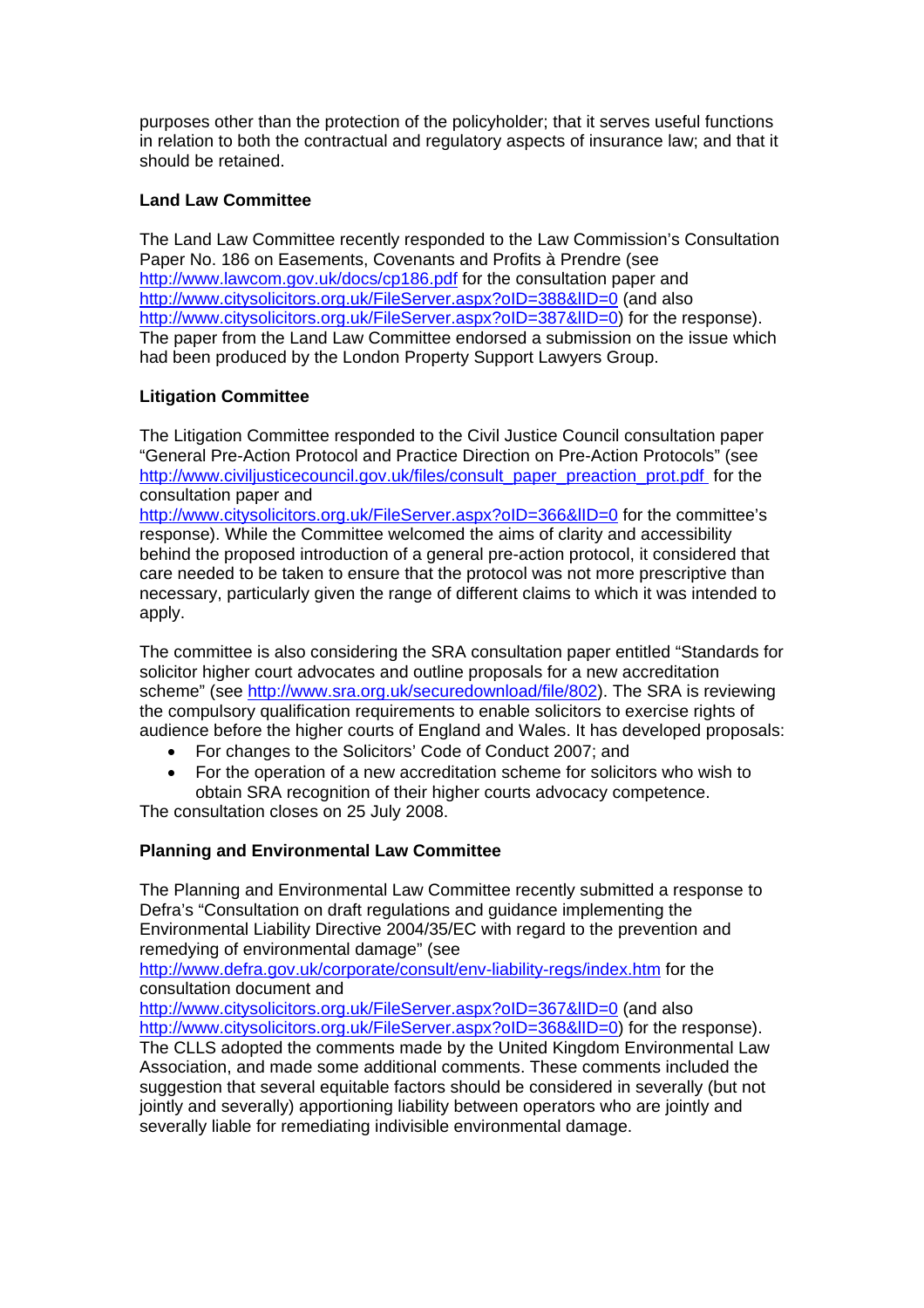purposes other than the protection of the policyholder; that it serves useful functions in relation to both the contractual and regulatory aspects of insurance law; and that it should be retained.

**Land Law Committee**

The Land Law Committee recently responded to the Law Commission's Consultation Paper No. 186 on Easements, Covenants and Profits à Prendre (see http://www.lawcom.gov.uk/docs/cp186.pdf for the consultation paper and http://www.citysolicitors.org.uk/FileServer.aspx?oID=388&lID=0 (and also http://www.citysolicitors.org.uk/FileServer.aspx?oID=387&lID=0) for the response). The paper from the Land Law Committee endorsed a submission on the issue which had been produced by the London Property Support Lawyers Group.

**Litigation Committee**

The Litigation Committee responded to the Civil Justice Council consultation paper "General Pre-Action Protocol and Practice Direction on Pre-Action Protocols" (see http://www.civiljusticecouncil.gov.uk/files/consult_paper_preaction_prot.pdf for the consultation paper and http://www.citysolicitors.org.uk/FileServer.aspx?oID=366&lID=0 for the committee's response). While the Committee welcomed the aims of clarity and accessibility behind the proposed introduction of a general pre-action protocol, it considered that care needed to be taken to ensure that the protocol was not more prescriptive than necessary, particularly given the range of different claims to which it was intended to apply.

The committee is also considering the SRA consultation paper entitled "Standards for solicitor higher court advocates and outline proposals for a new accreditation scheme" (see http://www.sra.org.uk/securedownload/file/802). The SRA is reviewing the compulsory qualification requirements to enable solicitors to exercise rights of audience before the higher courts of England and Wales. It has developed proposals:

- For changes to the Solicitors' Code of Conduct 2007; and
- For the operation of a new accreditation scheme for solicitors who wish to obtain SRA recognition of their higher courts advocacy competence.

The consultation closes on 25 July 2008.

**Planning and Environmental Law Committee**

The Planning and Environmental Law Committee recently submitted a response to Defra's "Consultation on draft regulations and guidance implementing the Environmental Liability Directive 2004/35/EC with regard to the prevention and remedying of environmental damage" (see http://www.defra.gov.uk/corporate/consult/env-liability-regs/index.htm for the consultation document and http://www.citysolicitors.org.uk/FileServer.aspx?oID=367&lID=0 (and also http://www.citysolicitors.org.uk/FileServer.aspx?oID=368&lID=0) for the response). The CLLS adopted the comments made by the United Kingdom Environmental Law Association, and made some additional comments. These comments included the suggestion that several equitable factors should be considered in severally (but not jointly and severally) apportioning liability between operators who are jointly and severally liable for remediating indivisible environmental damage.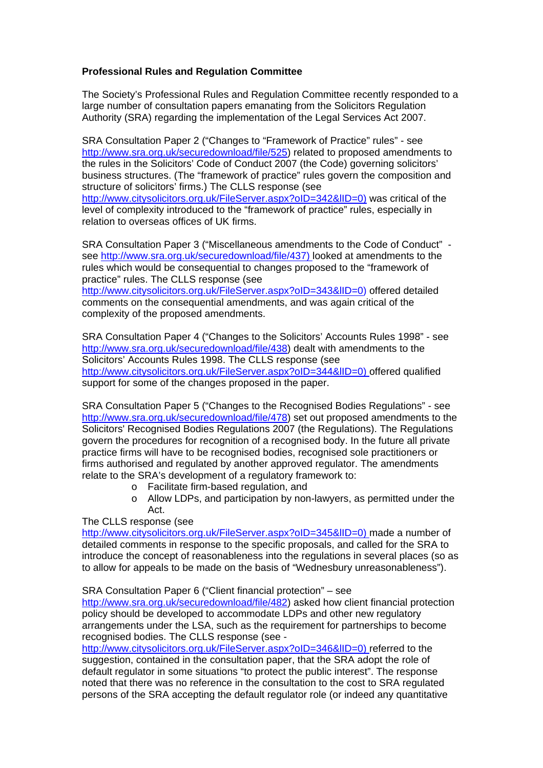**Professional Rules and Regulation Committee**

The Society's Professional Rules and Regulation Committee recently responded to a large number of consultation papers emanating from the Solicitors Regulation Authority (SRA) regarding the implementation of the Legal Services Act 2007.

SRA Consultation Paper 2 ("Changes to "Framework of Practice" rules" - see http://www.sra.org.uk/securedownload/file/525) related to proposed amendments to the rules in the Solicitors' Code of Conduct 2007 (the Code) governing solicitors' business structures. (The "framework of practice" rules govern the composition and structure of solicitors' firms.) The CLLS response (see http://www.citysolicitors.org.uk/FileServer.aspx?oID=342&lID=0) was critical of the level of complexity introduced to the "framework of practice" rules, especially in relation to overseas offices of UK firms.

SRA Consultation Paper 3 ("Miscellaneous amendments to the Code of Conduct" - see http://www.sra.org.uk/securedownload/file/437) looked at amendments to the rules which would be consequential to changes proposed to the "framework of practice" rules. The CLLS response (see http://www.citysolicitors.org.uk/FileServer.aspx?oID=343&lID=0) offered detailed comments on the consequential amendments, and was again critical of the complexity of the proposed amendments.

SRA Consultation Paper 4 ("Changes to the Solicitors' Accounts Rules 1998" - see http://www.sra.org.uk/securedownload/file/438) dealt with amendments to the Solicitors' Accounts Rules 1998. The CLLS response (see http://www.citysolicitors.org.uk/FileServer.aspx?oID=344&lID=0) offered qualified support for some of the changes proposed in the paper.

SRA Consultation Paper 5 ("Changes to the Recognised Bodies Regulations" - see http://www.sra.org.uk/securedownload/file/478) set out proposed amendments to the Solicitors' Recognised Bodies Regulations 2007 (the Regulations). The Regulations govern the procedures for recognition of a recognised body. In the future all private practice firms will have to be recognised bodies, recognised sole practitioners or firms authorised and regulated by another approved regulator. The amendments relate to the SRA's development of a regulatory framework to:

- Facilitate firm-based regulation, and
- Allow LDPs, and participation by non-lawyers, as permitted under the Act.

The CLLS response (see http://www.citysolicitors.org.uk/FileServer.aspx?oID=345&lID=0) made a number of detailed comments in response to the specific proposals, and called for the SRA to introduce the concept of reasonableness into the regulations in several places (so as to allow for appeals to be made on the basis of "Wednesbury unreasonableness").

SRA Consultation Paper 6 ("Client financial protection" – see http://www.sra.org.uk/securedownload/file/482) asked how client financial protection policy should be developed to accommodate LDPs and other new regulatory arrangements under the LSA, such as the requirement for partnerships to become recognised bodies. The CLLS response (see - http://www.citysolicitors.org.uk/FileServer.aspx?oID=346&lID=0) referred to the suggestion, contained in the consultation paper, that the SRA adopt the role of default regulator in some situations "to protect the public interest". The response noted that there was no reference in the consultation to the cost to SRA regulated persons of the SRA accepting the default regulator role (or indeed any quantitative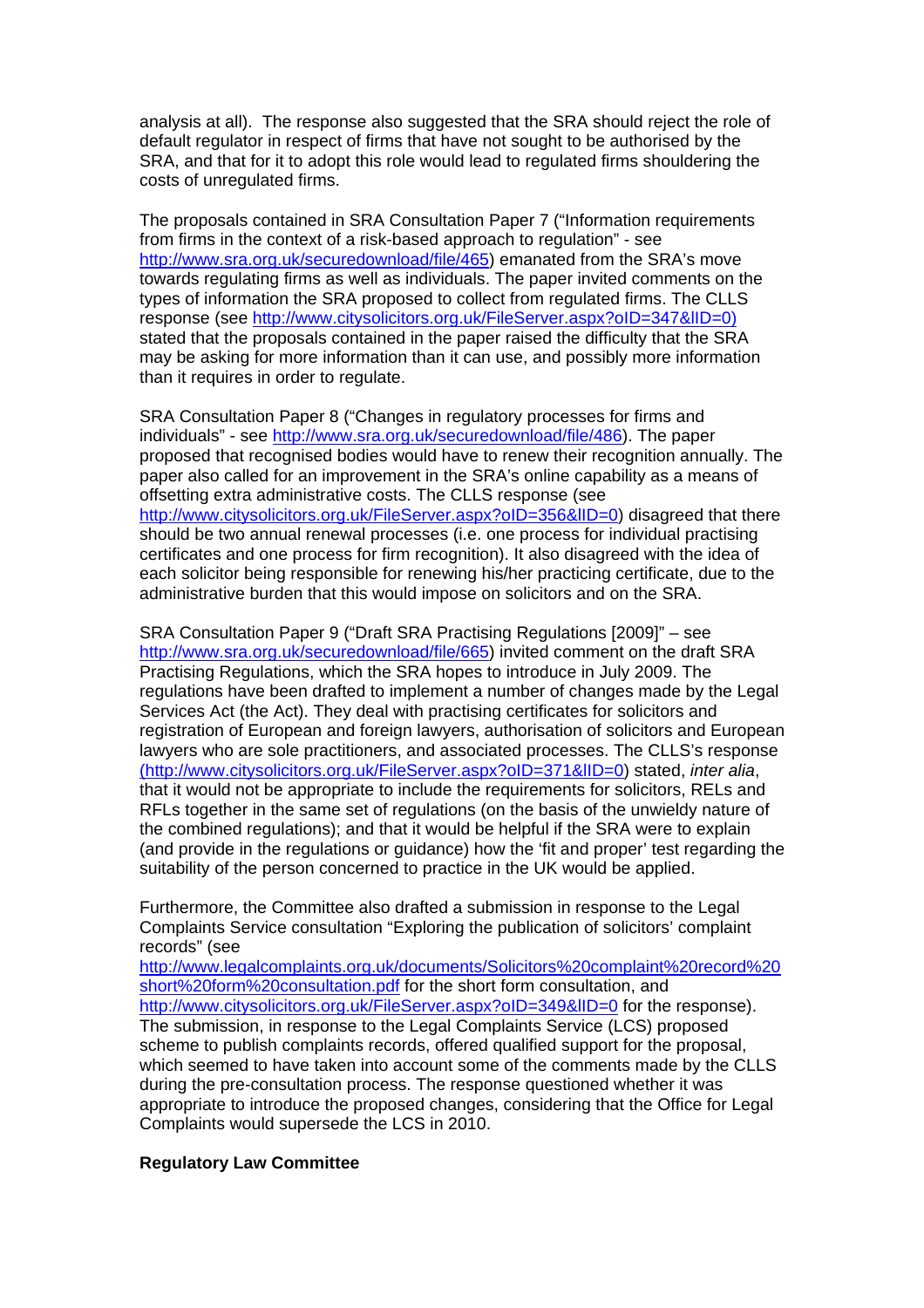analysis at all). The response also suggested that the SRA should reject the role of default regulator in respect of firms that have not sought to be authorised by the SRA, and that for it to adopt this role would lead to regulated firms shouldering the costs of unregulated firms.

The proposals contained in SRA Consultation Paper 7 ("Information requirements from firms in the context of a risk-based approach to regulation" - see http://www.sra.org.uk/securedownload/file/465) emanated from the SRA's move towards regulating firms as well as individuals. The paper invited comments on the types of information the SRA proposed to collect from regulated firms. The CLLS response (see http://www.citysolicitors.org.uk/FileServer.aspx?oID=347&lID=0) stated that the proposals contained in the paper raised the difficulty that the SRA may be asking for more information than it can use, and possibly more information than it requires in order to regulate.

SRA Consultation Paper 8 ("Changes in regulatory processes for firms and individuals" - see http://www.sra.org.uk/securedownload/file/486). The paper proposed that recognised bodies would have to renew their recognition annually. The paper also called for an improvement in the SRA's online capability as a means of offsetting extra administrative costs. The CLLS response (see http://www.citysolicitors.org.uk/FileServer.aspx?oID=356&lID=0) disagreed that there should be two annual renewal processes (i.e. one process for individual practising certificates and one process for firm recognition). It also disagreed with the idea of each solicitor being responsible for renewing his/her practicing certificate, due to the administrative burden that this would impose on solicitors and on the SRA.

SRA Consultation Paper 9 ("Draft SRA Practising Regulations [2009]" – see http://www.sra.org.uk/securedownload/file/665) invited comment on the draft SRA Practising Regulations, which the SRA hopes to introduce in July 2009. The regulations have been drafted to implement a number of changes made by the Legal Services Act (the Act). They deal with practising certificates for solicitors and registration of European and foreign lawyers, authorisation of solicitors and European lawyers who are sole practitioners, and associated processes. The CLLS's response (http://www.citysolicitors.org.uk/FileServer.aspx?oID=371&lID=0) stated, *inter alia*, that it would not be appropriate to include the requirements for solicitors, RELs and RFLs together in the same set of regulations (on the basis of the unwieldy nature of the combined regulations); and that it would be helpful if the SRA were to explain (and provide in the regulations or guidance) how the 'fit and proper' test regarding the suitability of the person concerned to practice in the UK would be applied.

Furthermore, the Committee also drafted a submission in response to the Legal Complaints Service consultation "Exploring the publication of solicitors' complaint records" (see http://www.legalcomplaints.org.uk/documents/Solicitors%20complaint%20record%20short%20form%20consultation.pdf for the short form consultation, and http://www.citysolicitors.org.uk/FileServer.aspx?oID=349&lID=0 for the response). The submission, in response to the Legal Complaints Service (LCS) proposed scheme to publish complaints records, offered qualified support for the proposal, which seemed to have taken into account some of the comments made by the CLLS during the pre-consultation process. The response questioned whether it was appropriate to introduce the proposed changes, considering that the Office for Legal Complaints would supersede the LCS in 2010.

**Regulatory Law Committee**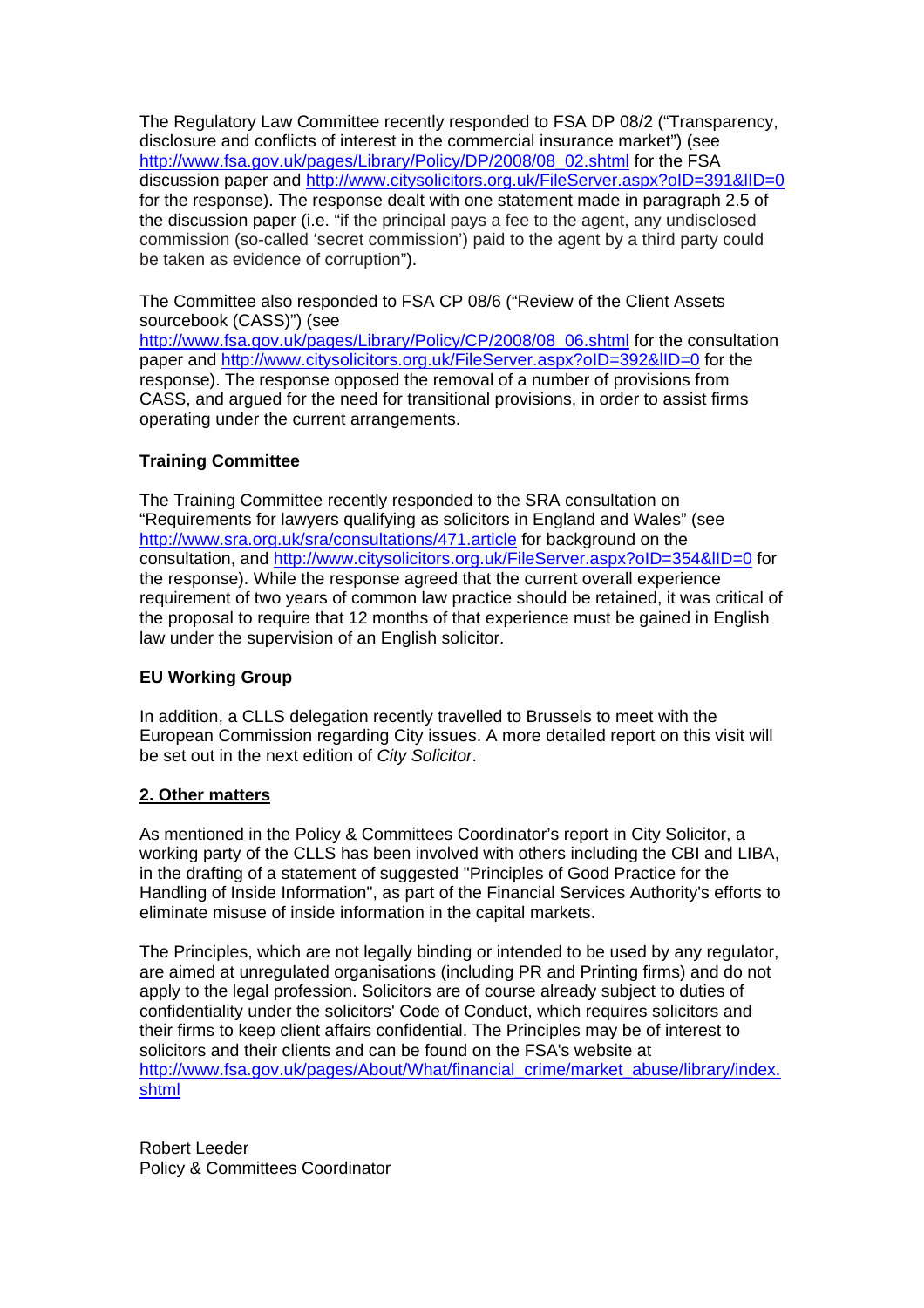The Regulatory Law Committee recently responded to FSA DP 08/2 ("Transparency, disclosure and conflicts of interest in the commercial insurance market") (see http://www.fsa.gov.uk/pages/Library/Policy/DP/2008/08_02.shtml for the FSA discussion paper and http://www.citysolicitors.org.uk/FileServer.aspx?oID=391&lID=0 for the response). The response dealt with one statement made in paragraph 2.5 of the discussion paper (i.e. "if the principal pays a fee to the agent, any undisclosed commission (so-called 'secret commission') paid to the agent by a third party could be taken as evidence of corruption").

The Committee also responded to FSA CP 08/6 ("Review of the Client Assets sourcebook (CASS)") (see http://www.fsa.gov.uk/pages/Library/Policy/CP/2008/08_06.shtml for the consultation paper and http://www.citysolicitors.org.uk/FileServer.aspx?oID=392&lID=0 for the response). The response opposed the removal of a number of provisions from CASS, and argued for the need for transitional provisions, in order to assist firms operating under the current arrangements.

**Training Committee**

The Training Committee recently responded to the SRA consultation on "Requirements for lawyers qualifying as solicitors in England and Wales" (see http://www.sra.org.uk/sra/consultations/471.article for background on the consultation, and http://www.citysolicitors.org.uk/FileServer.aspx?oID=354&lID=0 for the response). While the response agreed that the current overall experience requirement of two years of common law practice should be retained, it was critical of the proposal to require that 12 months of that experience must be gained in English law under the supervision of an English solicitor.

**EU Working Group**

In addition, a CLLS delegation recently travelled to Brussels to meet with the European Commission regarding City issues. A more detailed report on this visit will be set out in the next edition of *City Solicitor*.

**2. Other matters**

As mentioned in the Policy & Committees Coordinator's report in City Solicitor, a working party of the CLLS has been involved with others including the CBI and LIBA, in the drafting of a statement of suggested "Principles of Good Practice for the Handling of Inside Information", as part of the Financial Services Authority's efforts to eliminate misuse of inside information in the capital markets.

The Principles, which are not legally binding or intended to be used by any regulator, are aimed at unregulated organisations (including PR and Printing firms) and do not apply to the legal profession. Solicitors are of course already subject to duties of confidentiality under the solicitors' Code of Conduct, which requires solicitors and their firms to keep client affairs confidential. The Principles may be of interest to solicitors and their clients and can be found on the FSA's website at http://www.fsa.gov.uk/pages/About/What/financial_crime/market_abuse/library/index.shtml

Robert Leeder
Policy & Committees Coordinator